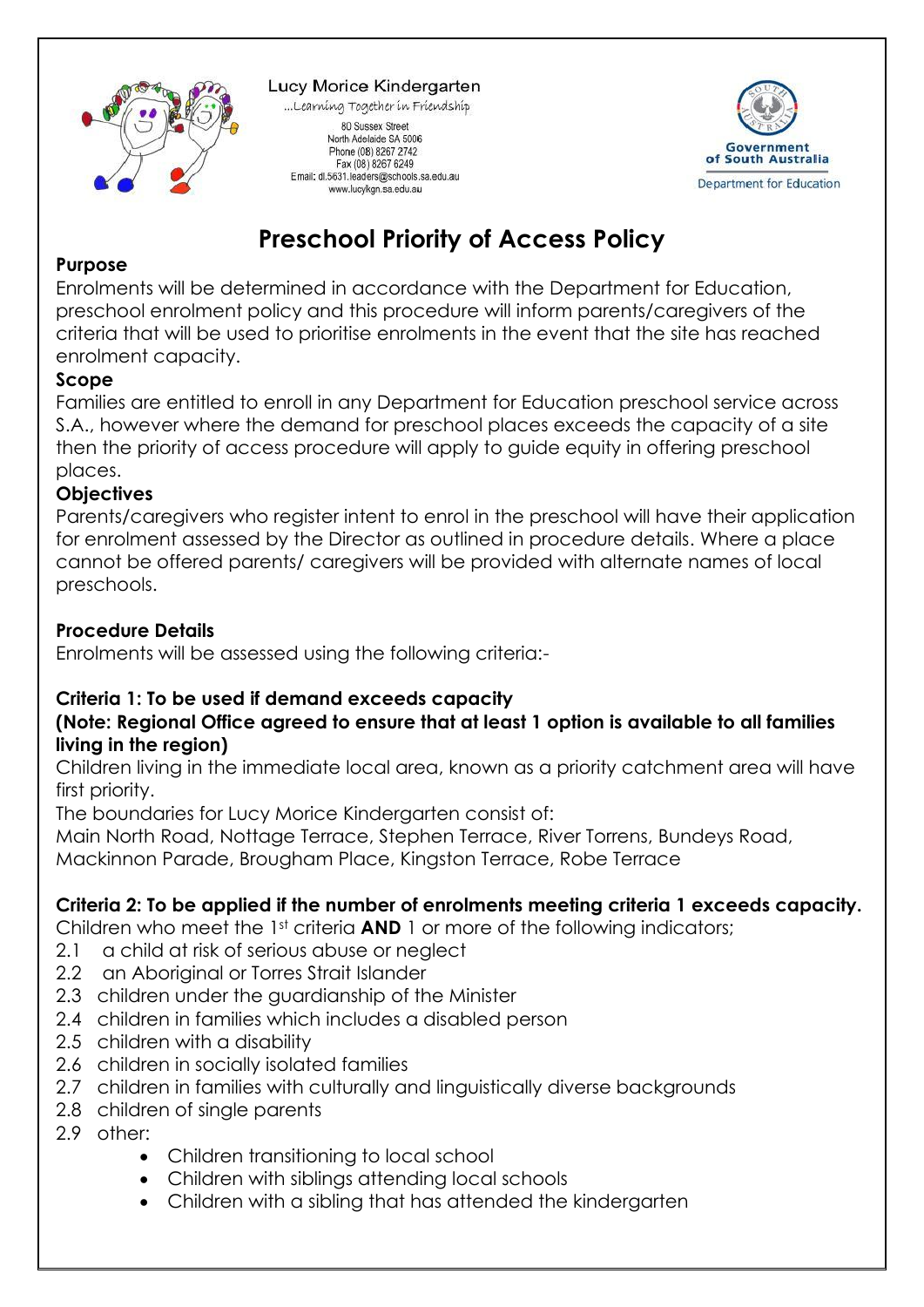Lucy Morice Kindergarten

...Learning Together in Friendship

80 Sussex Street
North Adelaide SA 5006
Phone (08) 8267 2742
Fax (08) 8267 6249
Email: dl.5631.leaders@schools.sa.edu.au
www.lucykgn.sa.edu.au

Government of South Australia
Department for Education

# Preschool Priority of Access Policy

**Purpose**

Enrolments will be determined in accordance with the Department for Education, preschool enrolment policy and this procedure will inform parents/caregivers of the criteria that will be used to prioritise enrolments in the event that the site has reached enrolment capacity.

**Scope**

Families are entitled to enroll in any Department for Education preschool service across S.A., however where the demand for preschool places exceeds the capacity of a site then the priority of access procedure will apply to guide equity in offering preschool places.

**Objectives**

Parents/caregivers who register intent to enrol in the preschool will have their application for enrolment assessed by the Director as outlined in procedure details. Where a place cannot be offered parents/ caregivers will be provided with alternate names of local preschools.

**Procedure Details**

Enrolments will be assessed using the following criteria:-

**Criteria 1: To be used if demand exceeds capacity**
**(Note: Regional Office agreed to ensure that at least 1 option is available to all families living in the region)**

Children living in the immediate local area, known as a priority catchment area will have first priority.

The boundaries for Lucy Morice Kindergarten consist of:

Main North Road, Nottage Terrace, Stephen Terrace, River Torrens, Bundeys Road, Mackinnon Parade, Brougham Place, Kingston Terrace, Robe Terrace

**Criteria 2: To be applied if the number of enrolments meeting criteria 1 exceeds capacity.**

Children who meet the 1st criteria **AND** 1 or more of the following indicators;

2.1 a child at risk of serious abuse or neglect
2.2 an Aboriginal or Torres Strait Islander
2.3 children under the guardianship of the Minister
2.4 children in families which includes a disabled person
2.5 children with a disability
2.6 children in socially isolated families
2.7 children in families with culturally and linguistically diverse backgrounds
2.8 children of single parents
2.9 other:
- Children transitioning to local school
- Children with siblings attending local schools
- Children with a sibling that has attended the kindergarten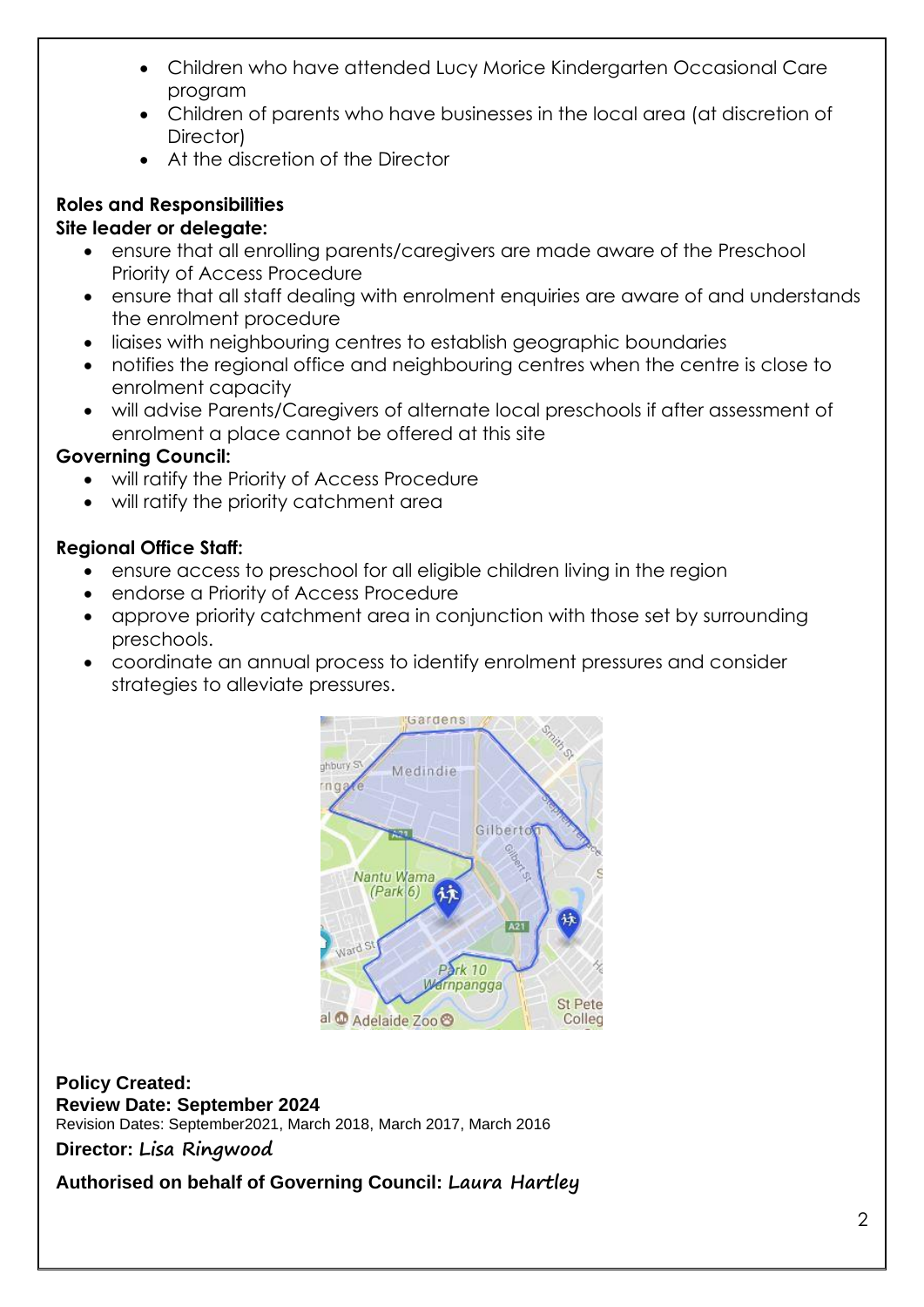- Children who have attended Lucy Morice Kindergarten Occasional Care program
- Children of parents who have businesses in the local area (at discretion of Director)
- At the discretion of the Director

**Roles and Responsibilities**

**Site leader or delegate:**

- ensure that all enrolling parents/caregivers are made aware of the Preschool Priority of Access Procedure
- ensure that all staff dealing with enrolment enquiries are aware of and understands the enrolment procedure
- liaises with neighbouring centres to establish geographic boundaries
- notifies the regional office and neighbouring centres when the centre is close to enrolment capacity
- will advise Parents/Caregivers of alternate local preschools if after assessment of enrolment a place cannot be offered at this site

**Governing Council:**

- will ratify the Priority of Access Procedure
- will ratify the priority catchment area

**Regional Office Staff:**

- ensure access to preschool for all eligible children living in the region
- endorse a Priority of Access Procedure
- approve priority catchment area in conjunction with those set by surrounding preschools.
- coordinate an annual process to identify enrolment pressures and consider strategies to alleviate pressures.

**Policy Created:**

**Review Date: September 2024**

Revision Dates: September2021, March 2018, March 2017, March 2016

**Director:** *Lisa Ringwood*

**Authorised on behalf of Governing Council:** *Laura Hartley*